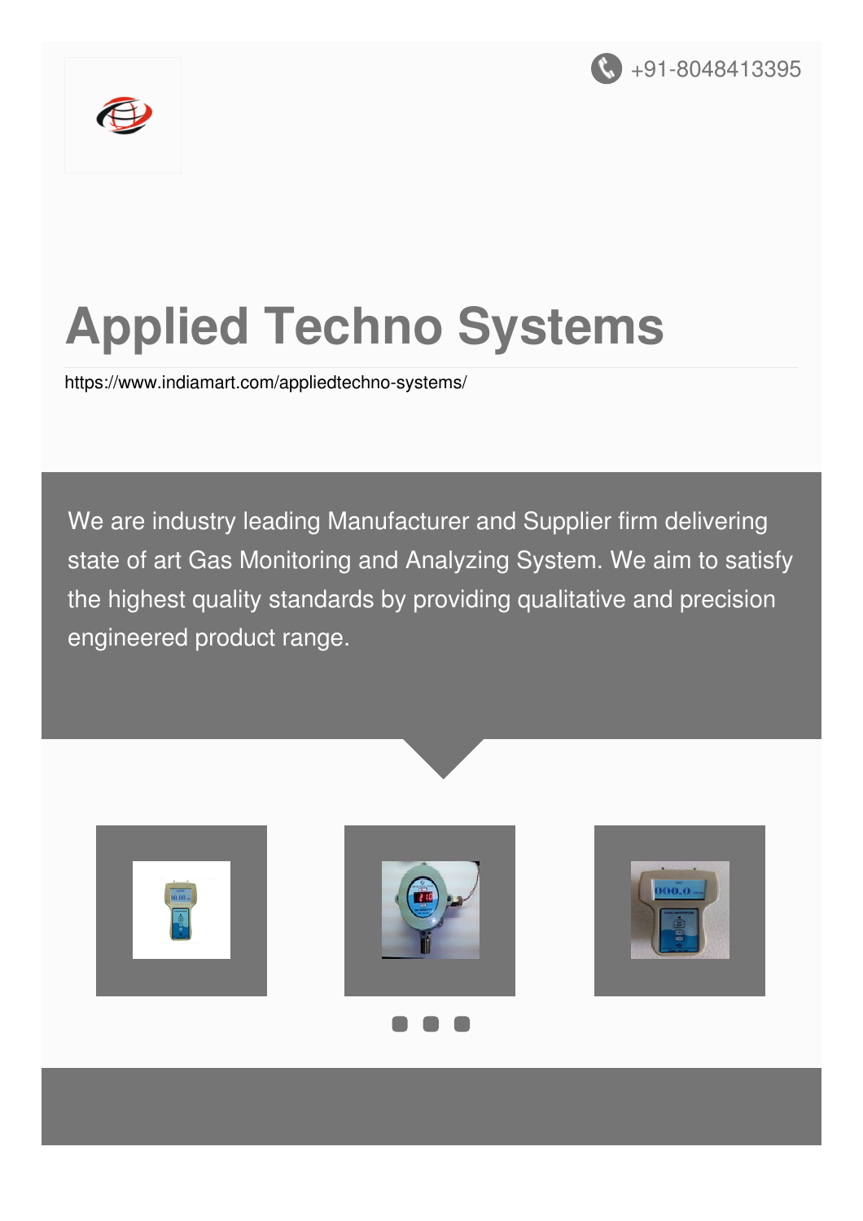+91-8048413395

# Applied Techno Systems

https://www.indiamart.com/appliedtechno-systems/

We are industry leading Manufacturer and Supplier firm delivering state of art Gas Monitoring and Analyzing System. We aim to satisfy the highest quality standards by providing qualitative and precision engineered product range.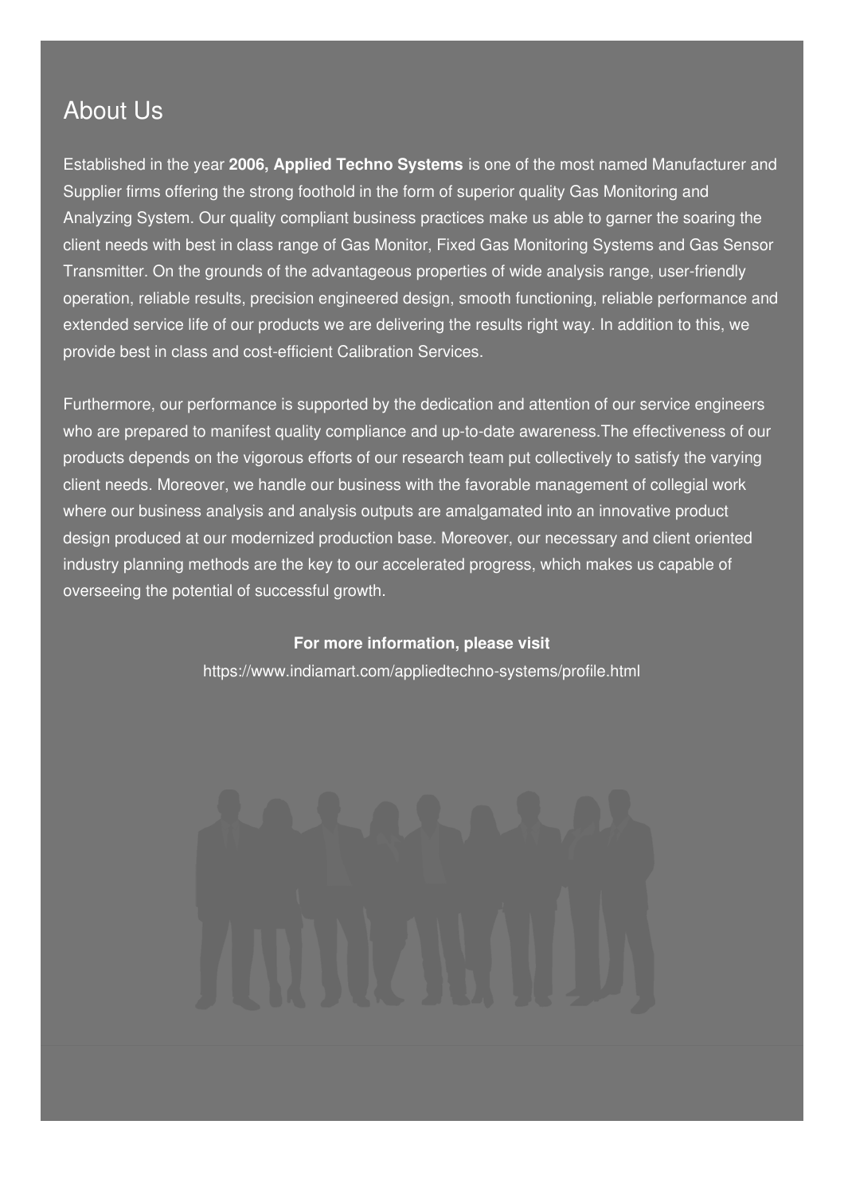## About Us

Established in the year **2006, Applied Techno Systems** is one of the most named Manufacturer and Supplier firms offering the strong foothold in the form of superior quality Gas Monitoring and Analyzing System. Our quality compliant business practices make us able to garner the soaring the client needs with best in class range of Gas Monitor, Fixed Gas Monitoring Systems and Gas Sensor Transmitter. On the grounds of the advantageous properties of wide analysis range, user-friendly operation, reliable results, precision engineered design, smooth functioning, reliable performance and extended service life of our products we are delivering the results right way. In addition to this, we provide best in class and cost-efficient Calibration Services.

Furthermore, our performance is supported by the dedication and attention of our service engineers who are prepared to manifest quality compliance and up-to-date awareness.The effectiveness of our products depends on the vigorous efforts of our research team put collectively to satisfy the varying client needs. Moreover, we handle our business with the favorable management of collegial work where our business analysis and analysis outputs are amalgamated into an innovative product design produced at our modernized production base. Moreover, our necessary and client oriented industry planning methods are the key to our accelerated progress, which makes us capable of overseeing the potential of successful growth.

**For more information, please visit**

https://www.indiamart.com/appliedtechno-systems/profile.html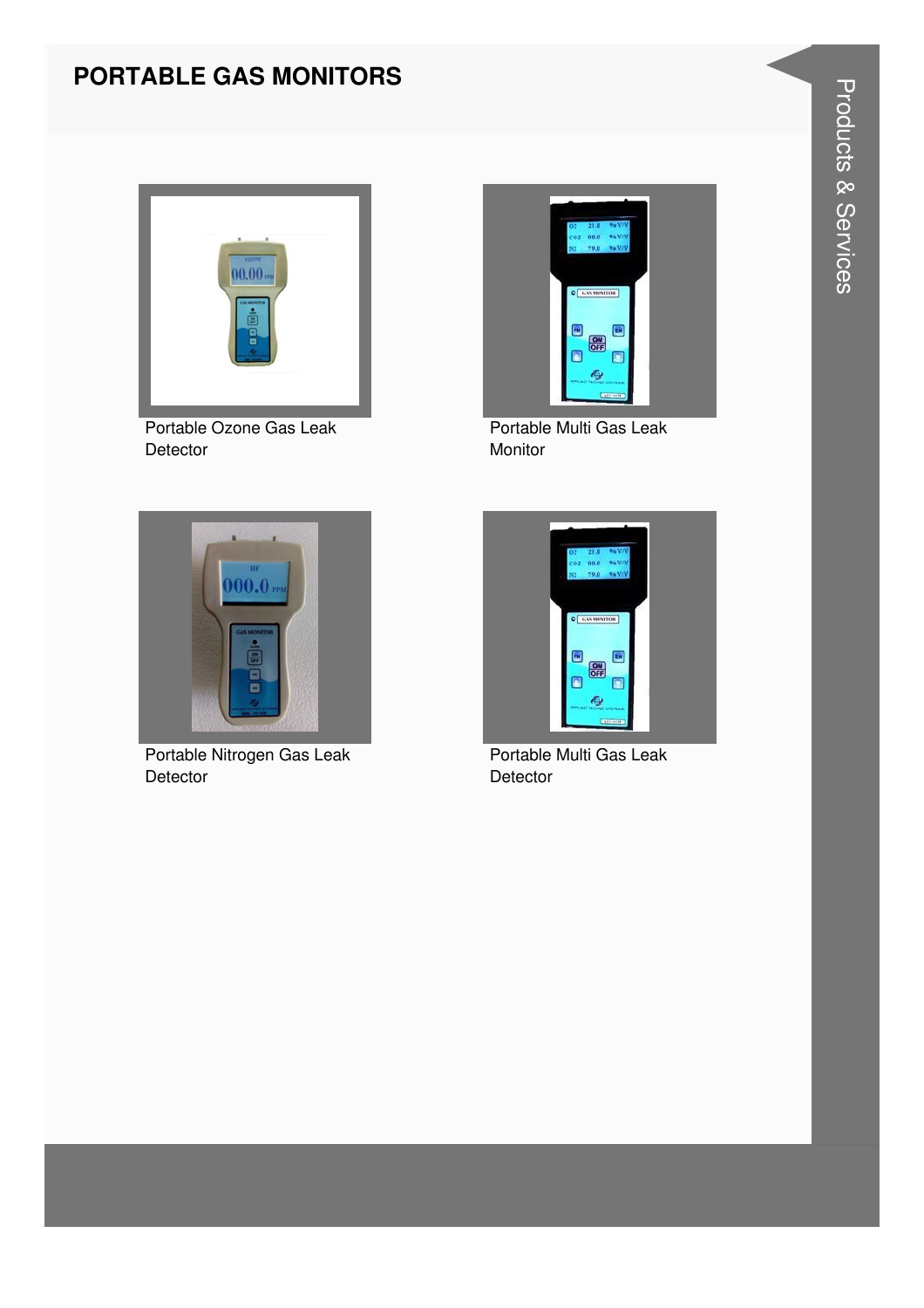# PORTABLE GAS MONITORS

Portable Ozone Gas Leak Detector

Portable Multi Gas Leak Monitor

Portable Nitrogen Gas Leak Detector

Portable Multi Gas Leak Detector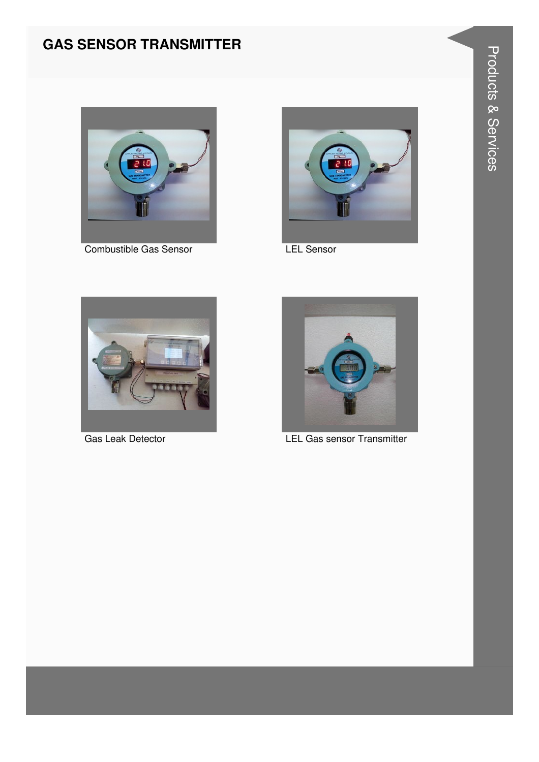## GAS SENSOR TRANSMITTER

Combustible Gas Sensor

LEL Sensor

Gas Leak Detector

LEL Gas sensor Transmitter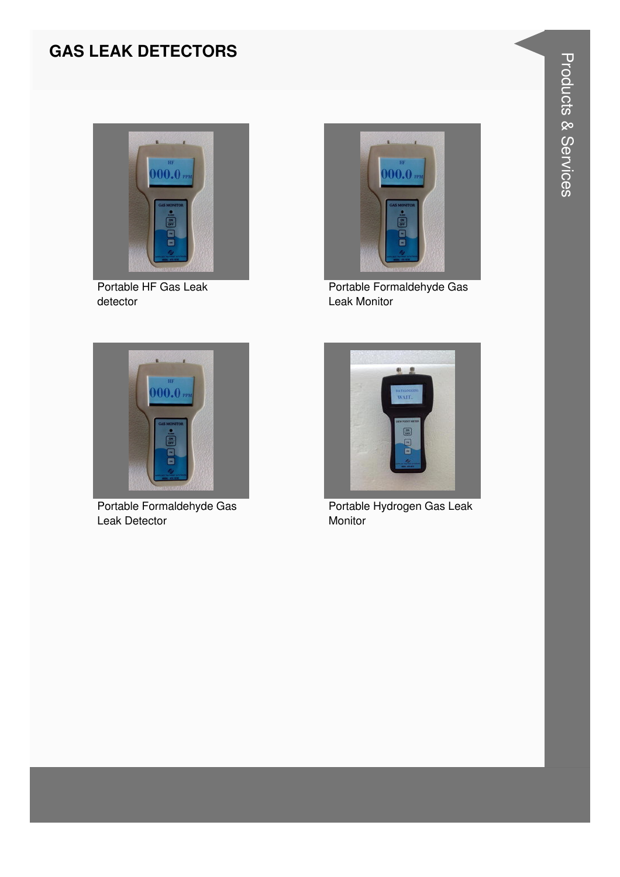# GAS LEAK DETECTORS

Portable HF Gas Leak detector

Portable Formaldehyde Gas Leak Monitor

Portable Formaldehyde Gas Leak Detector

Portable Hydrogen Gas Leak Monitor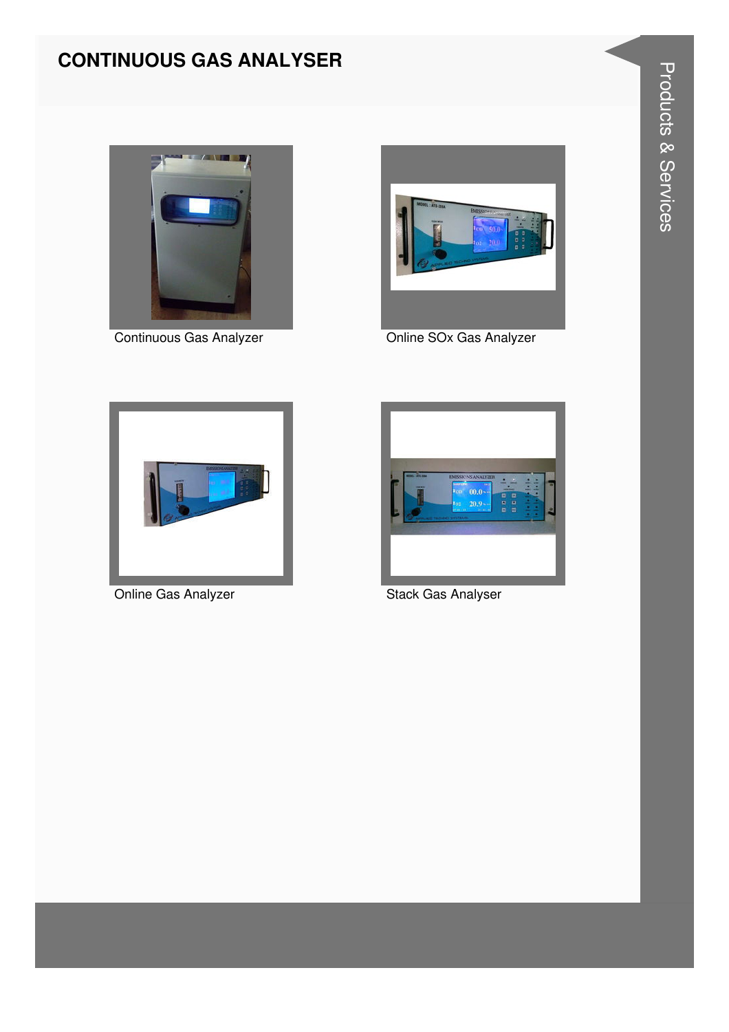# CONTINUOUS GAS ANALYSER

Continuous Gas Analyzer

Online SOx Gas Analyzer

Online Gas Analyzer

Stack Gas Analyser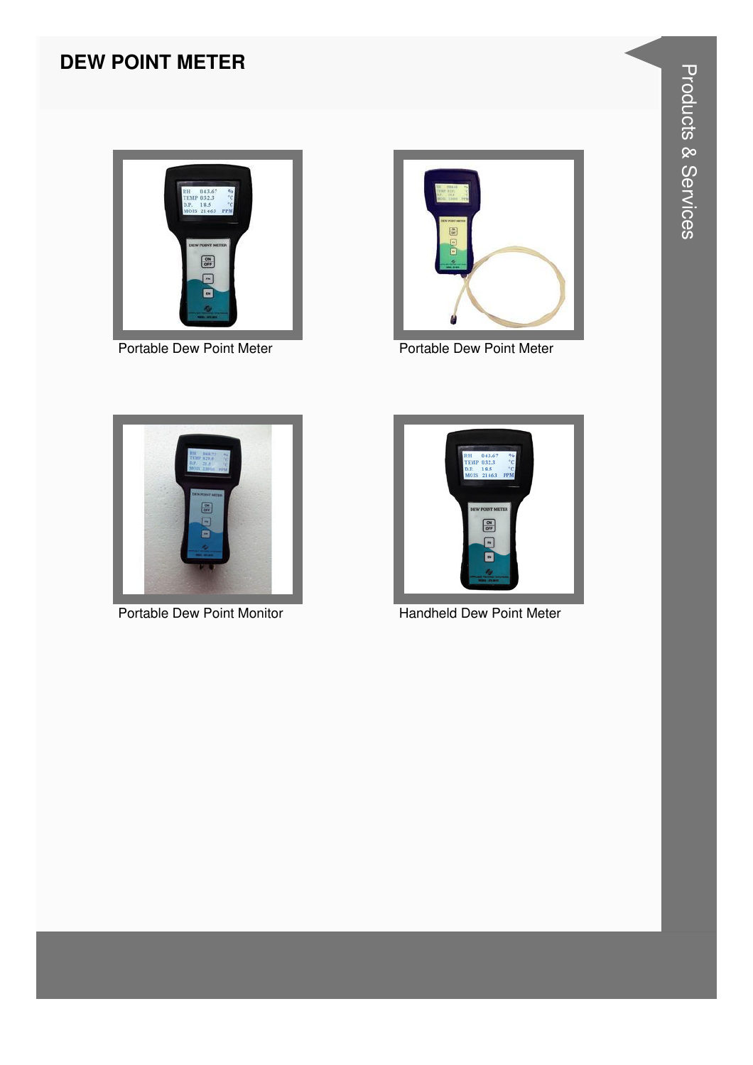# DEW POINT METER

Portable Dew Point Meter

Portable Dew Point Meter

Portable Dew Point Monitor

Handheld Dew Point Meter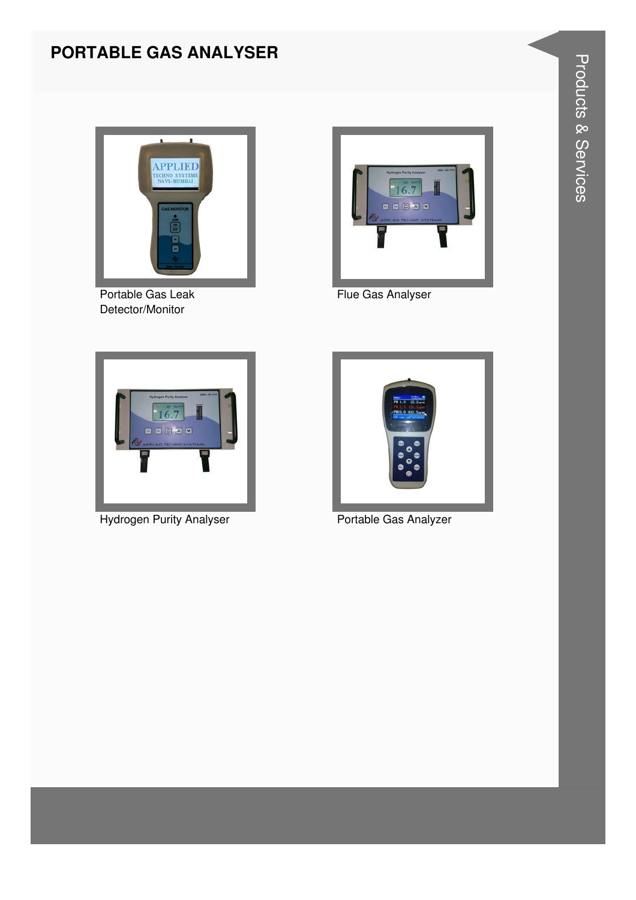# PORTABLE GAS ANALYSER

Portable Gas Leak Detector/Monitor

Flue Gas Analyser

Hydrogen Purity Analyser

Portable Gas Analyzer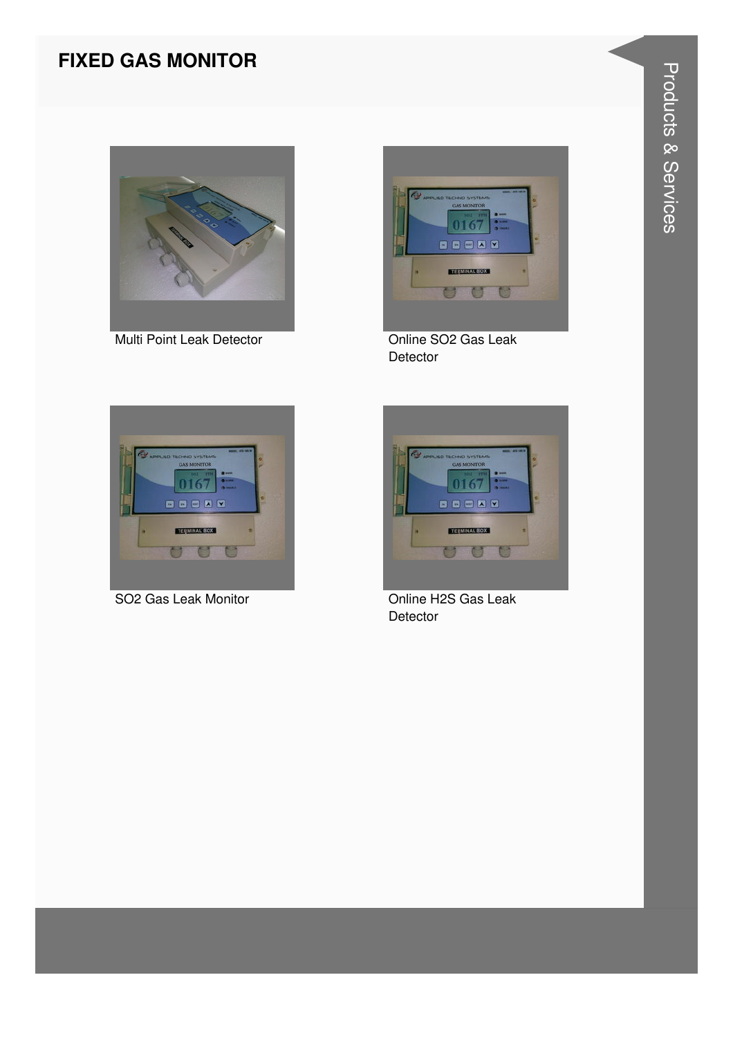# FIXED GAS MONITOR

Multi Point Leak Detector

Online SO2 Gas Leak Detector

SO2 Gas Leak Monitor

Online H2S Gas Leak Detector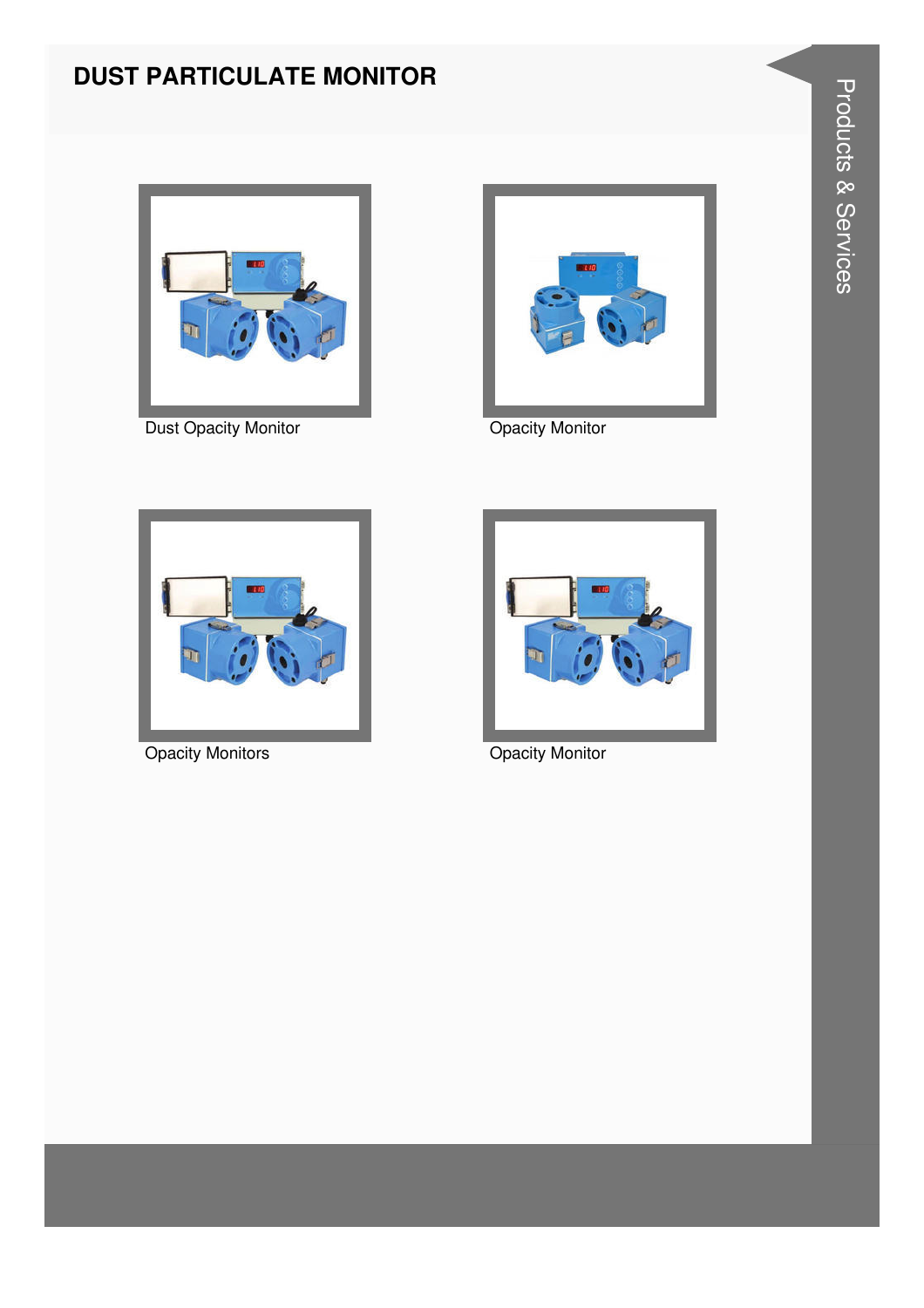# DUST PARTICULATE MONITOR

Dust Opacity Monitor

Opacity Monitor

Opacity Monitors

Opacity Monitor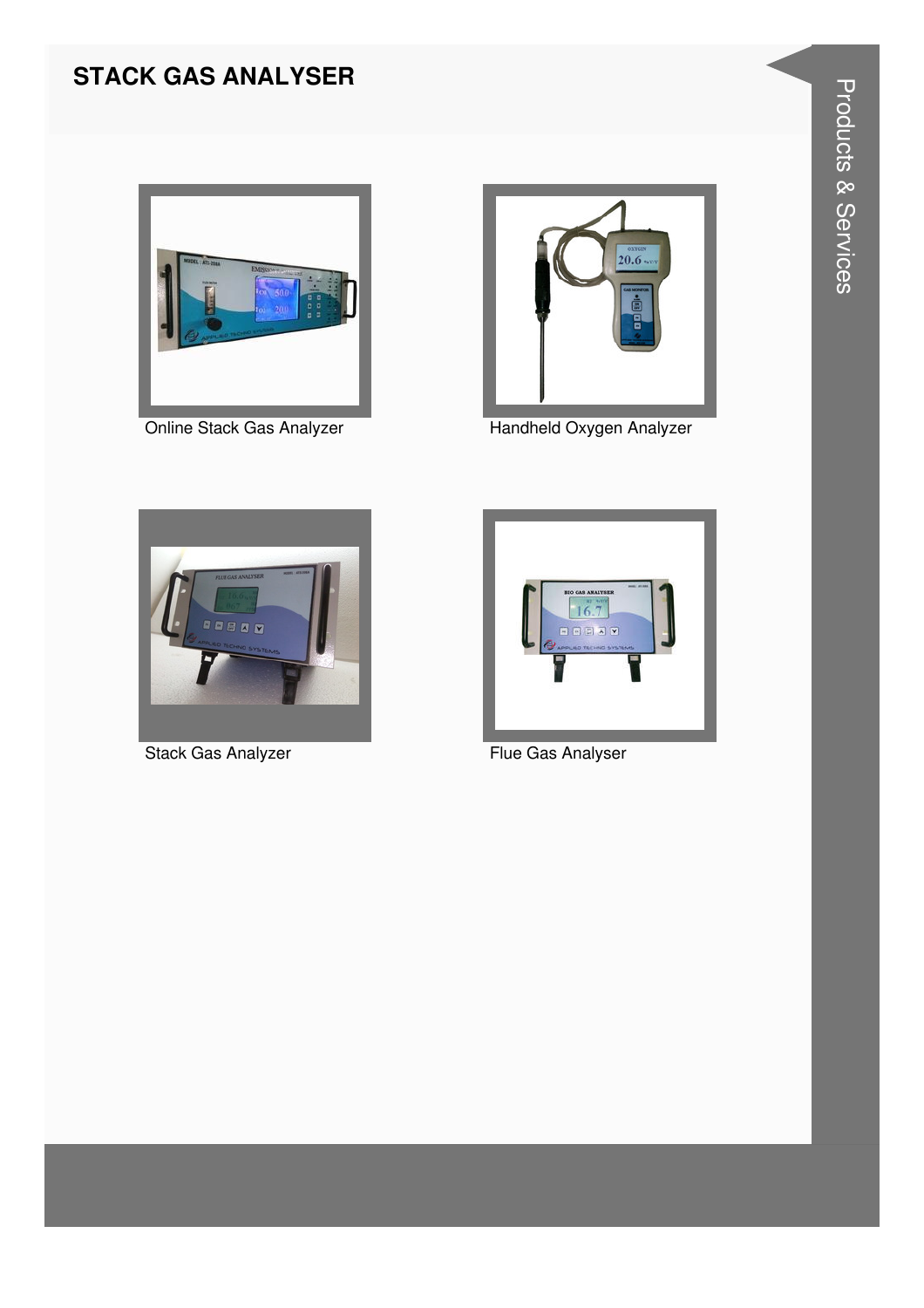# STACK GAS ANALYSER

Online Stack Gas Analyzer

Handheld Oxygen Analyzer

Stack Gas Analyzer

Flue Gas Analyser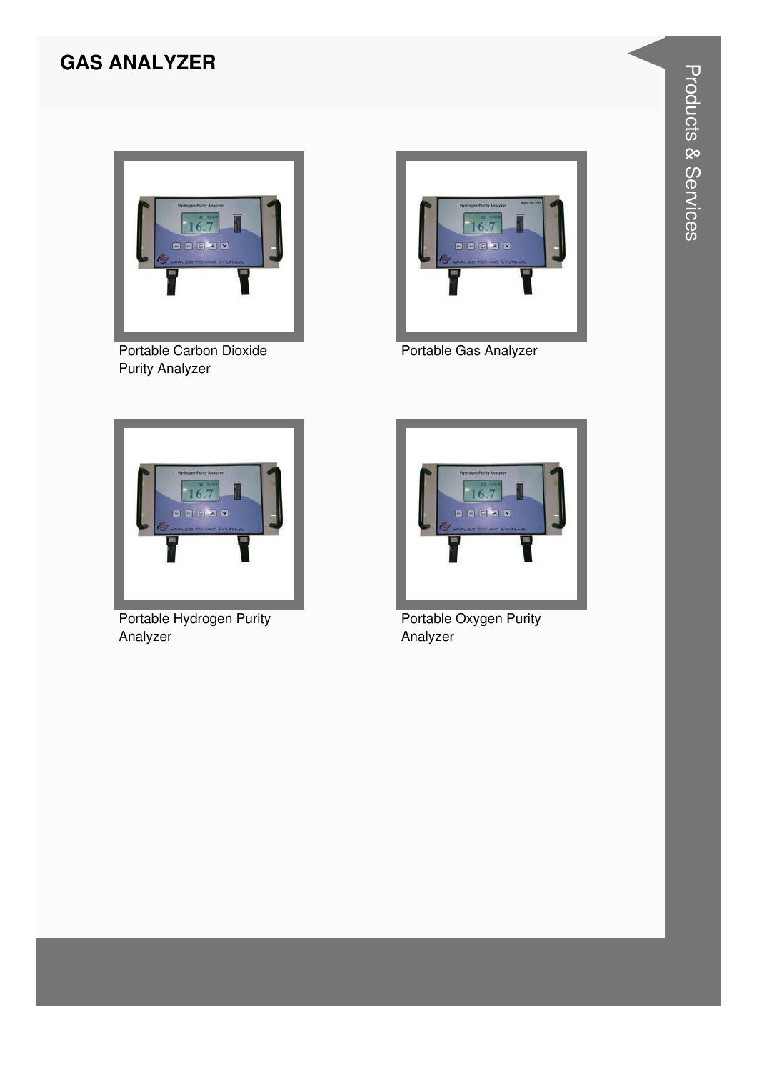# GAS ANALYZER

Portable Carbon Dioxide Purity Analyzer

Portable Gas Analyzer

Portable Hydrogen Purity Analyzer

Portable Oxygen Purity Analyzer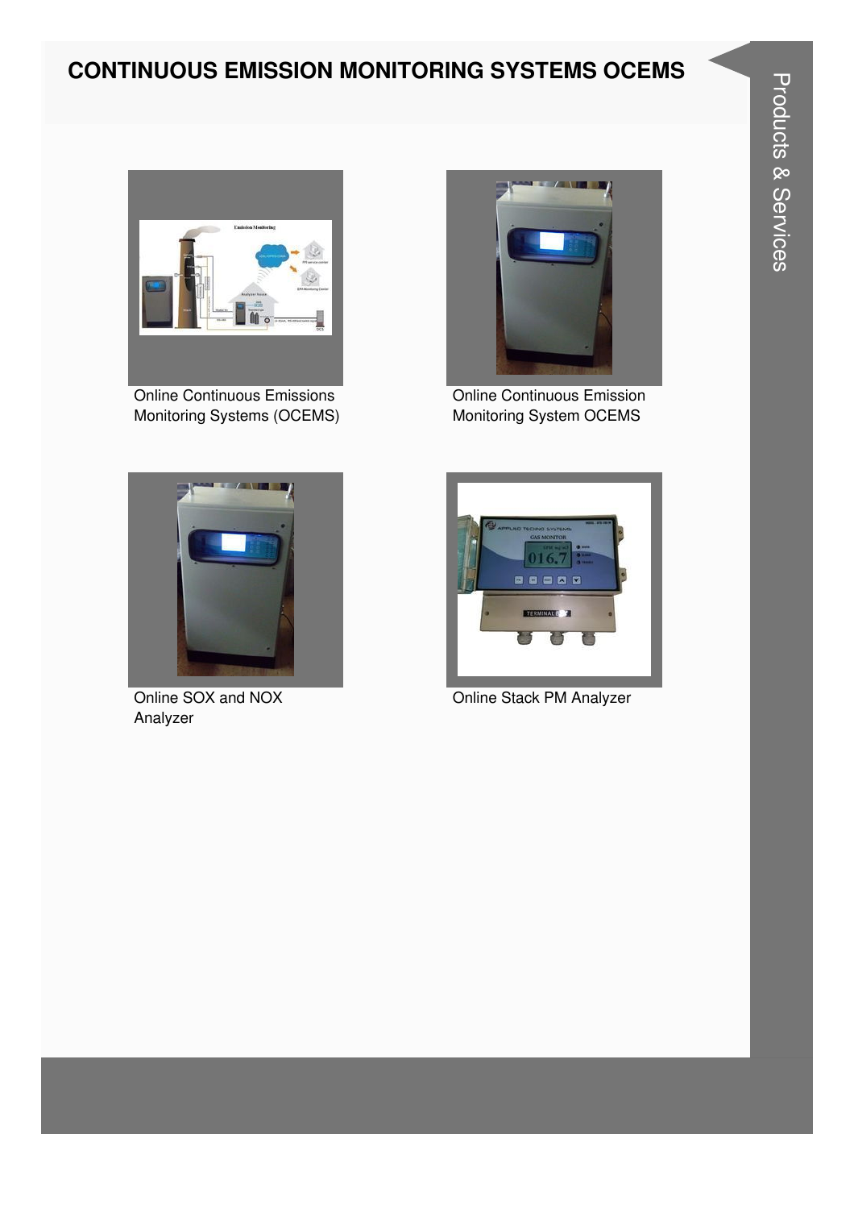# CONTINUOUS EMISSION MONITORING SYSTEMS OCEMS

Online Continuous Emissions Monitoring Systems (OCEMS)

Online Continuous Emission Monitoring System OCEMS

Online SOX and NOX Analyzer

Online Stack PM Analyzer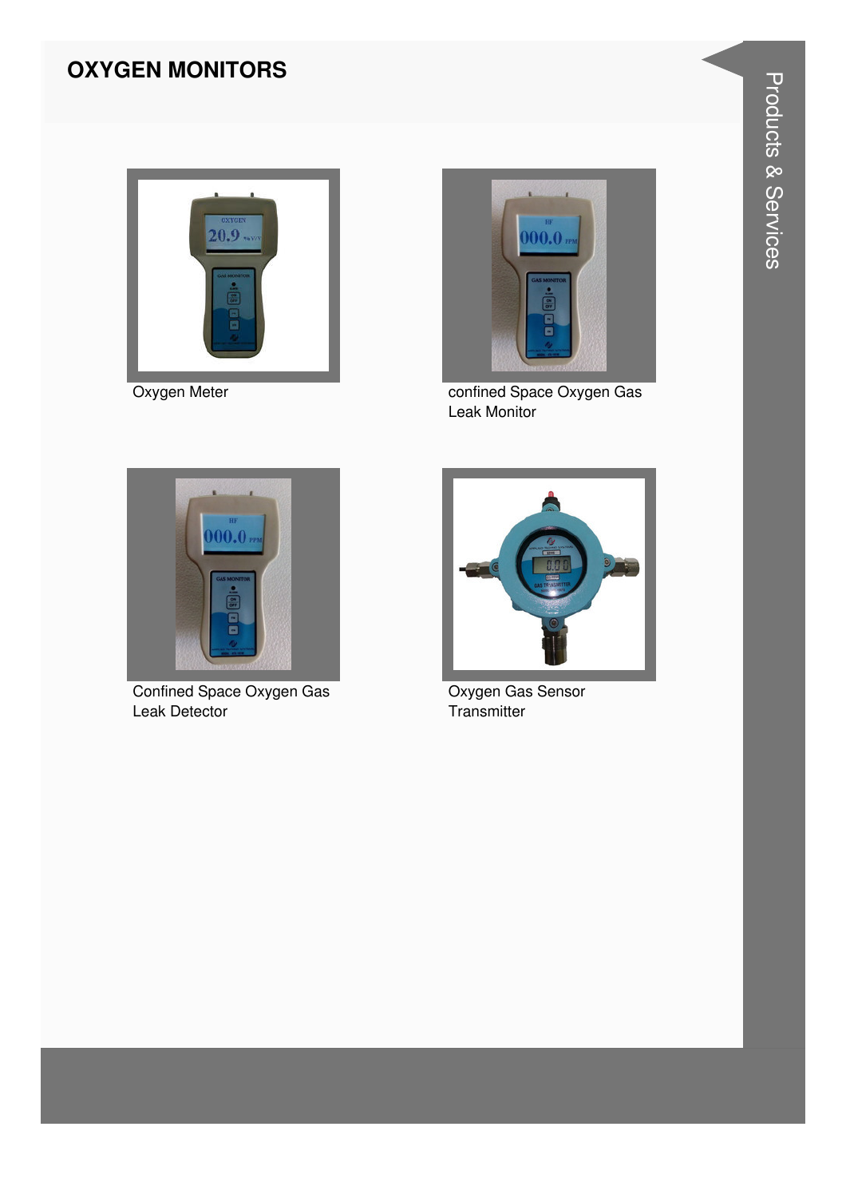# OXYGEN MONITORS

Oxygen Meter

confined Space Oxygen Gas Leak Monitor

Confined Space Oxygen Gas Leak Detector

Oxygen Gas Sensor Transmitter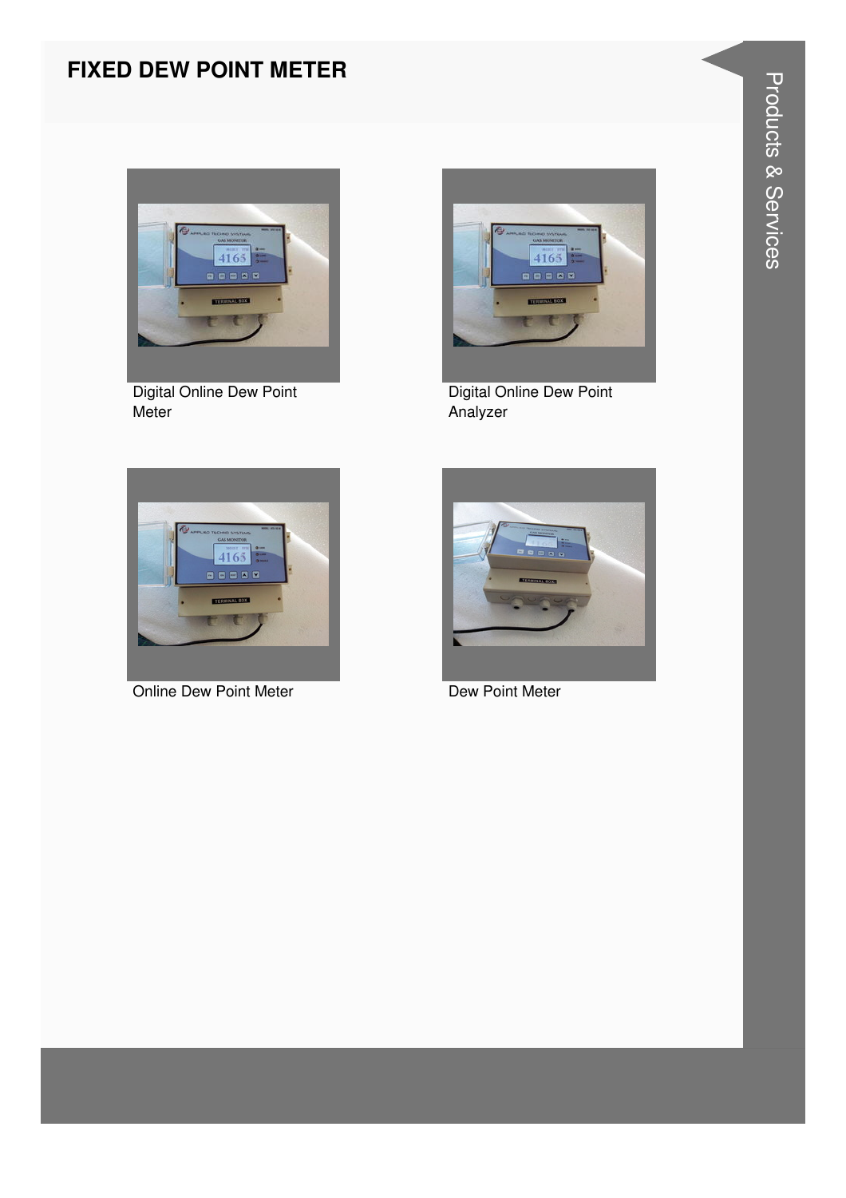# FIXED DEW POINT METER

Digital Online Dew Point Meter

Digital Online Dew Point Analyzer

Online Dew Point Meter

Dew Point Meter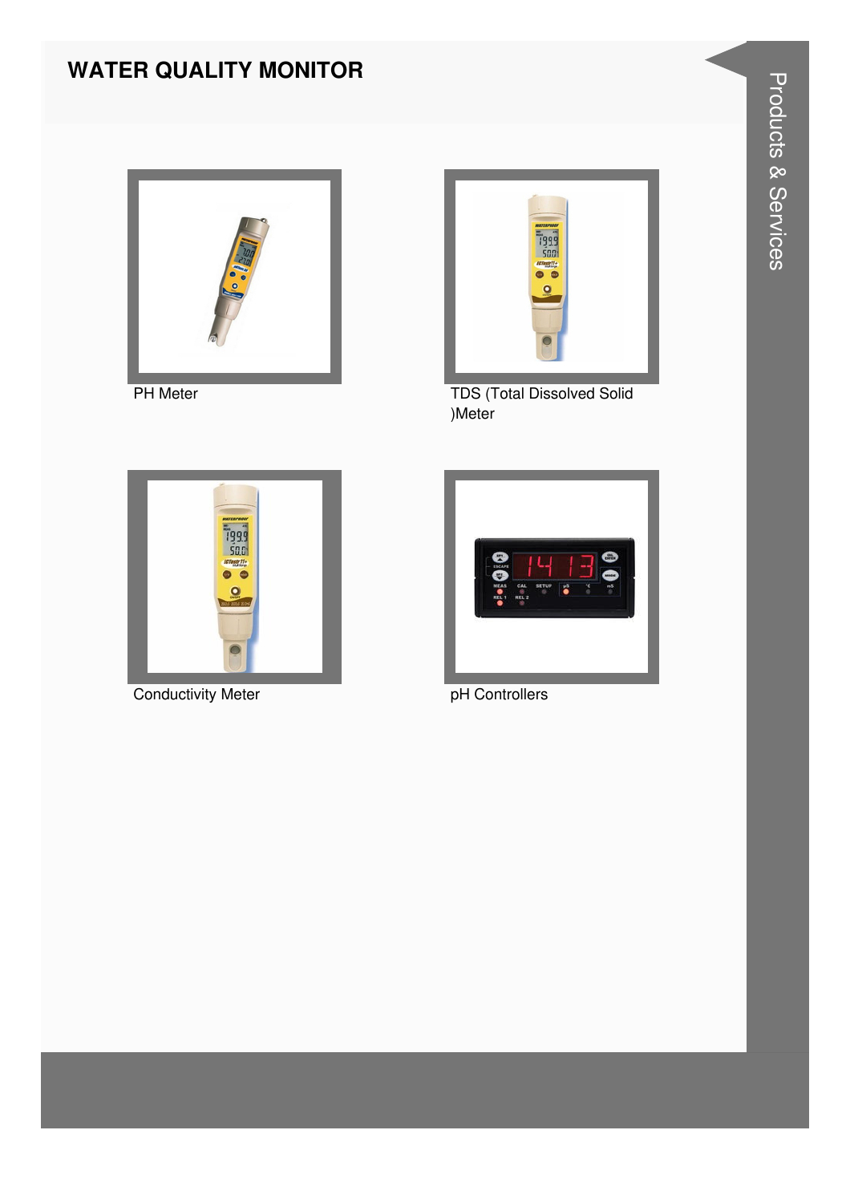# WATER QUALITY MONITOR

PH Meter

TDS (Total Dissolved Solid )Meter

Conductivity Meter

pH Controllers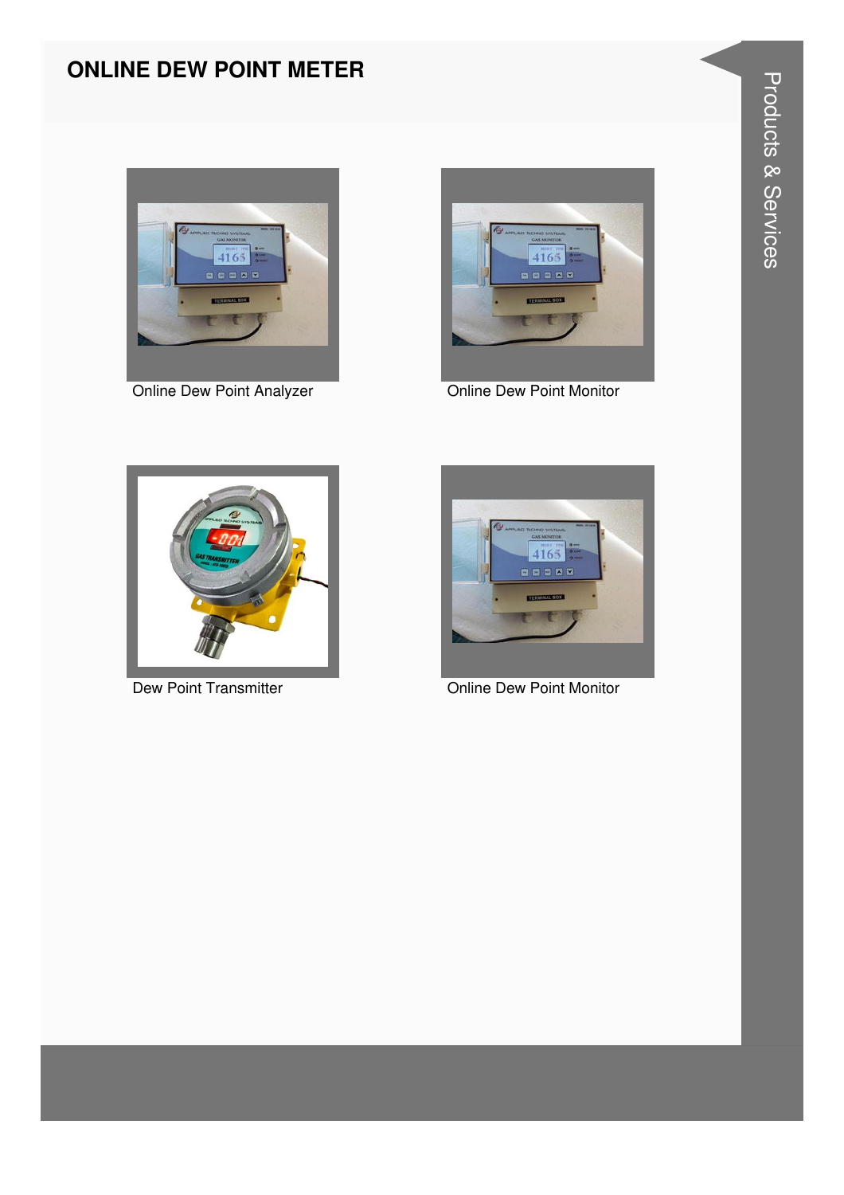# ONLINE DEW POINT METER

Online Dew Point Analyzer

Online Dew Point Monitor

Dew Point Transmitter

Online Dew Point Monitor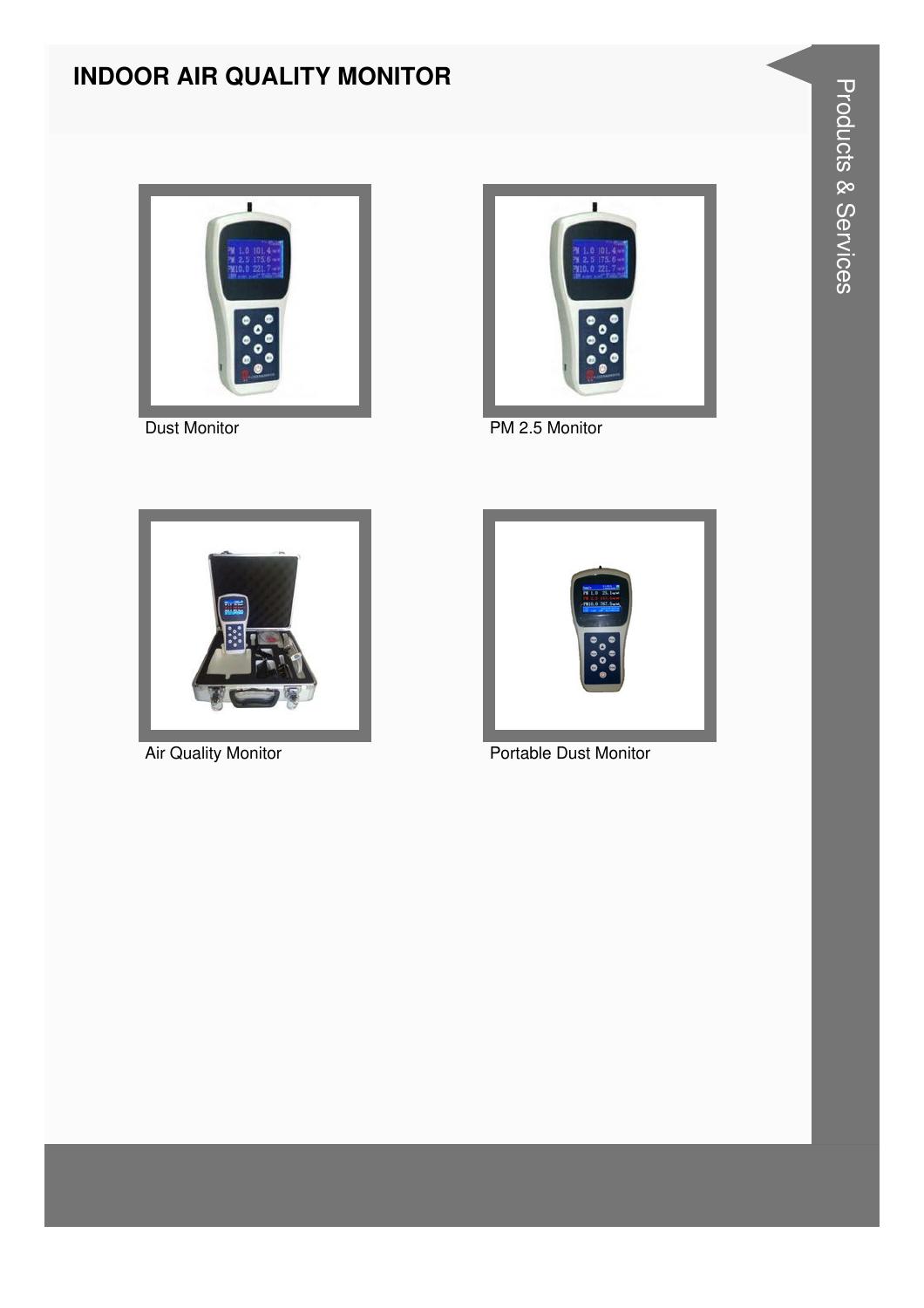# INDOOR AIR QUALITY MONITOR

Dust Monitor

PM 2.5 Monitor

Air Quality Monitor

Portable Dust Monitor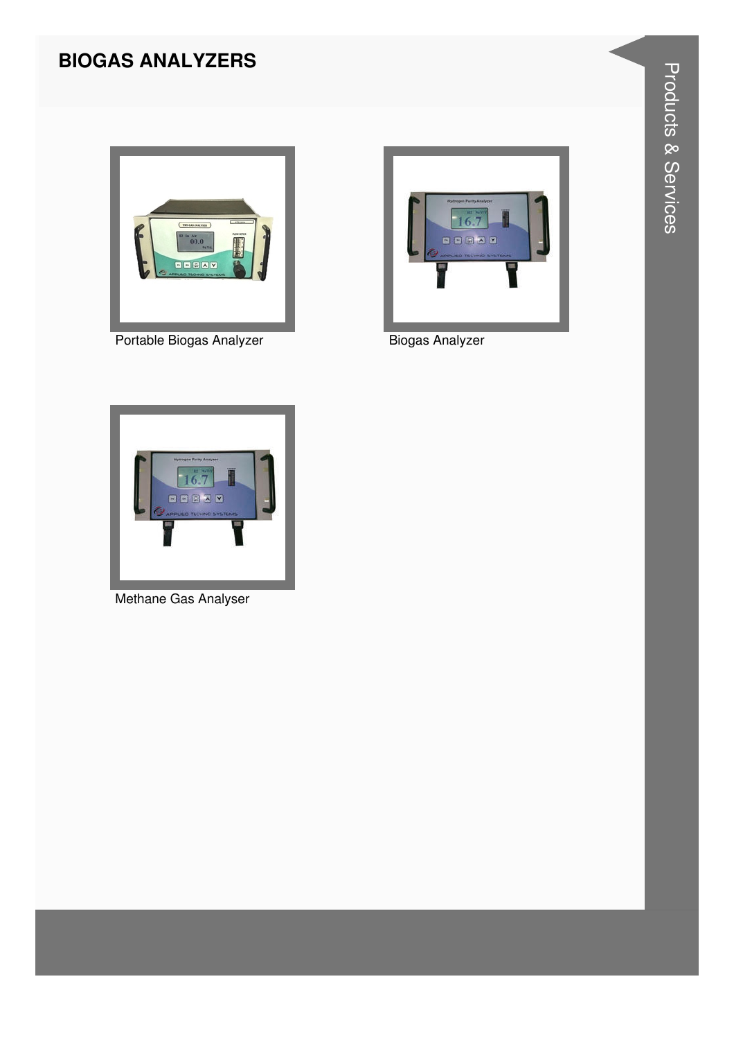# BIOGAS ANALYZERS

Portable Biogas Analyzer

Biogas Analyzer

Methane Gas Analyser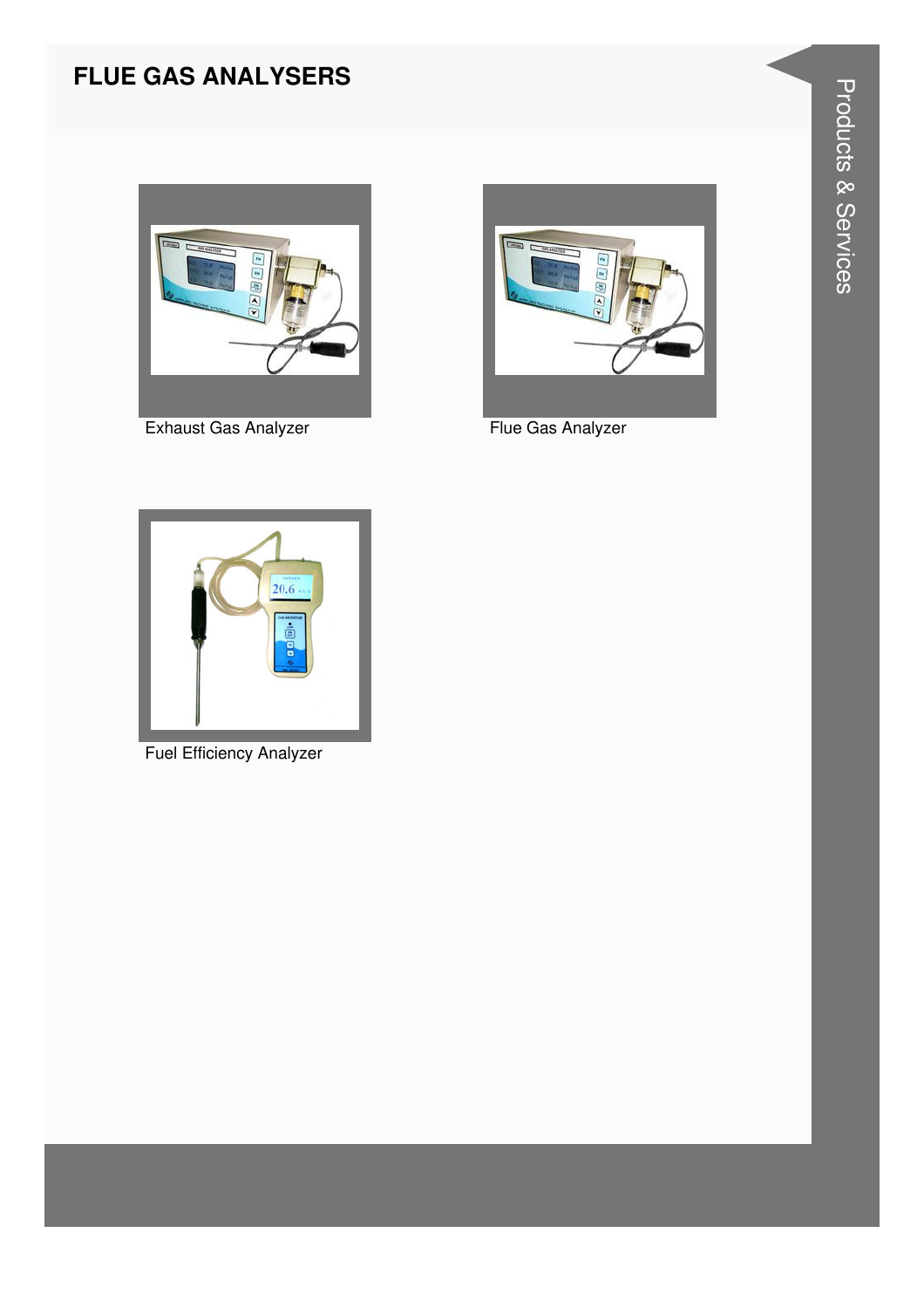# FLUE GAS ANALYSERS

Exhaust Gas Analyzer

Flue Gas Analyzer

Fuel Efficiency Analyzer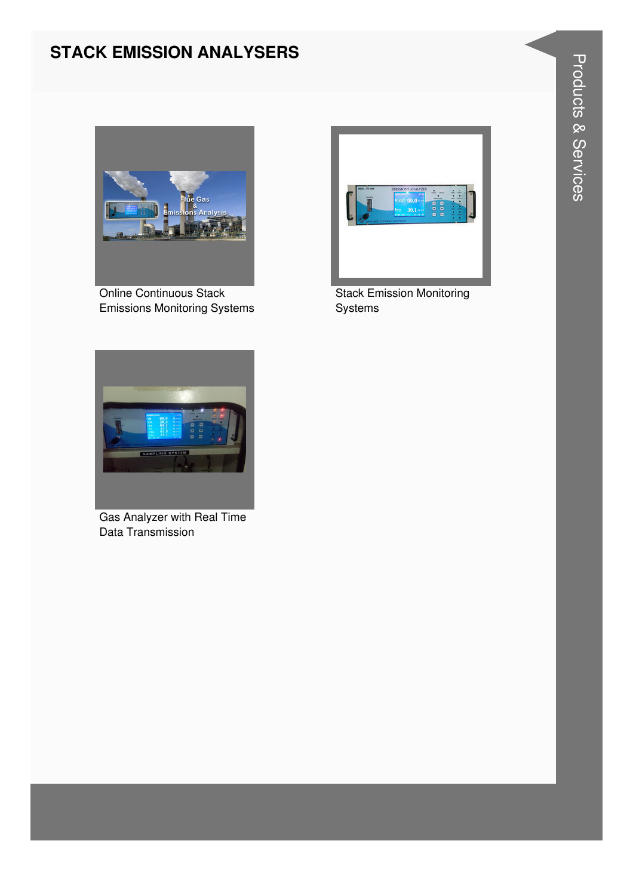## STACK EMISSION ANALYSERS

Online Continuous Stack Emissions Monitoring Systems

Stack Emission Monitoring Systems

Gas Analyzer with Real Time Data Transmission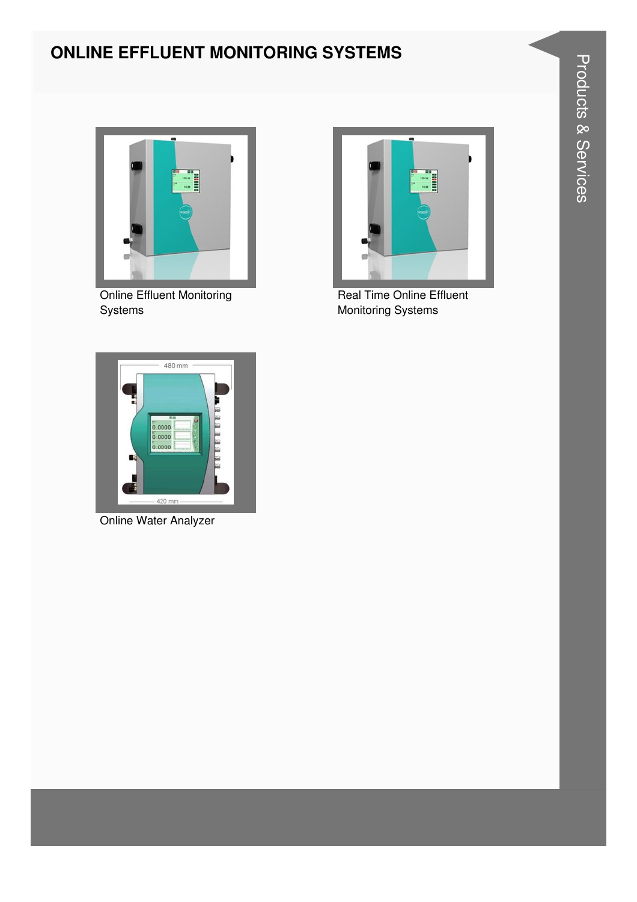# ONLINE EFFLUENT MONITORING SYSTEMS

Online Effluent Monitoring Systems

Real Time Online Effluent Monitoring Systems

Online Water Analyzer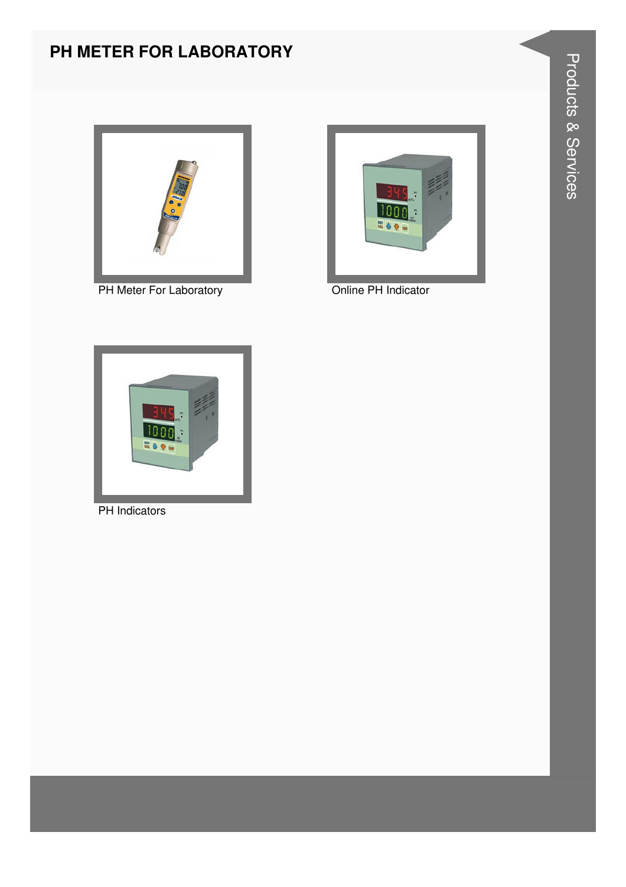# PH METER FOR LABORATORY

PH Meter For Laboratory

Online PH Indicator

PH Indicators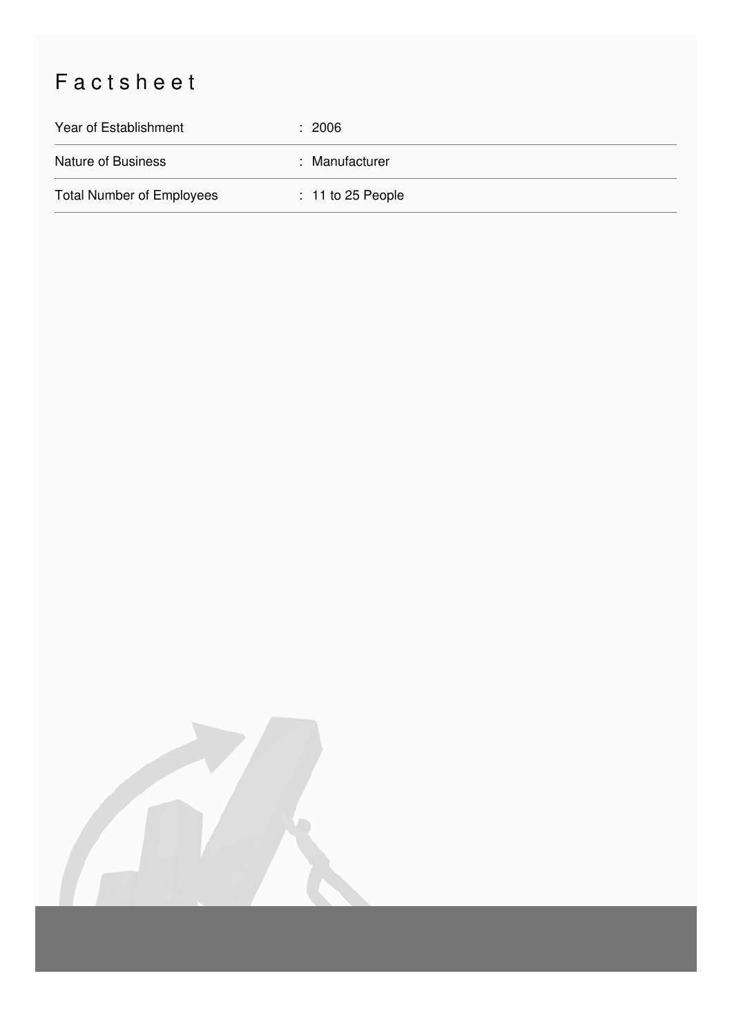# Factsheet

| | |
|---|---|
| Year of Establishment | : 2006 |
| Nature of Business | : Manufacturer |
| Total Number of Employees | : 11 to 25 People |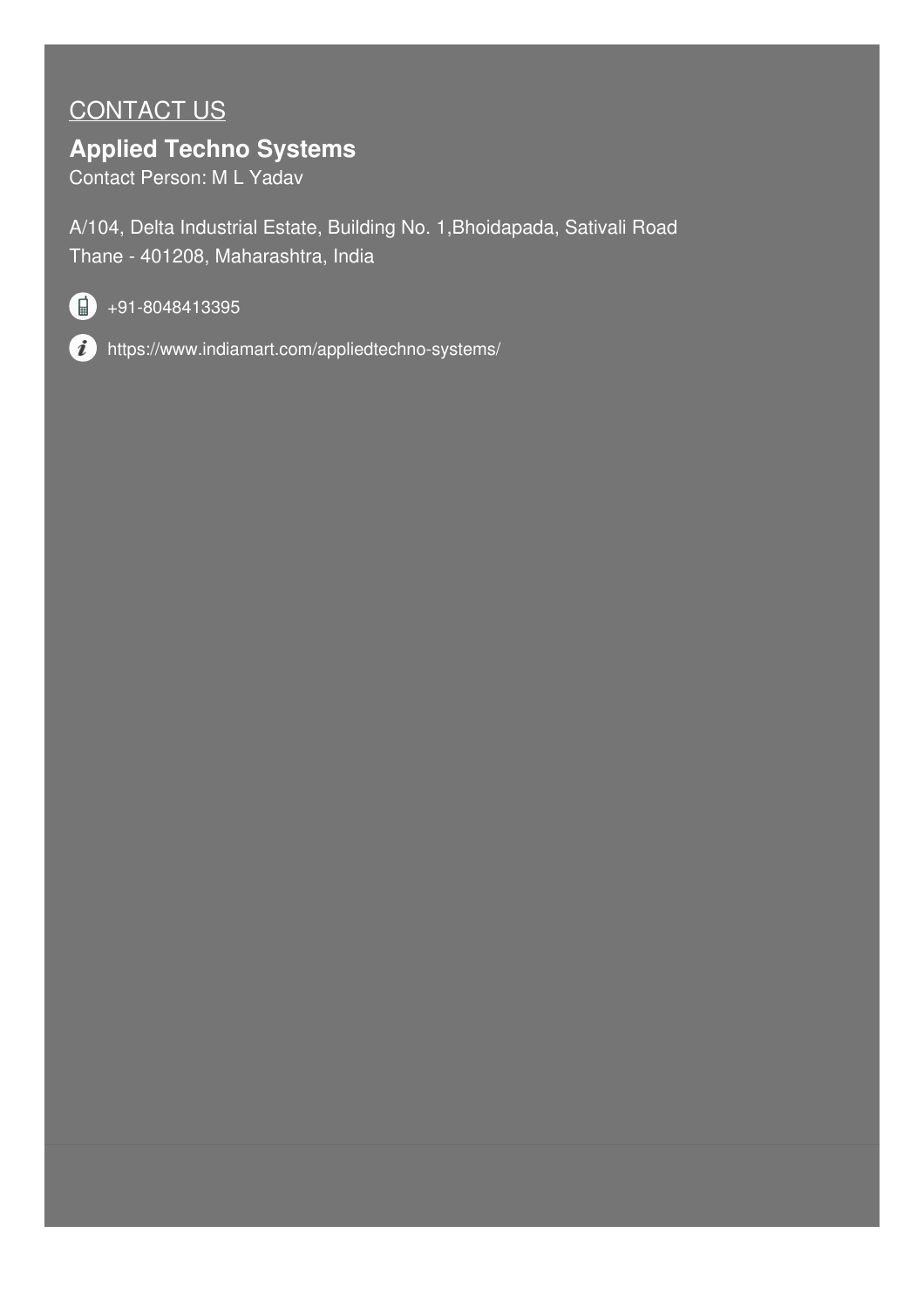## CONTACT US

### Applied Techno Systems

Contact Person: M L Yadav

A/104, Delta Industrial Estate, Building No. 1,Bhoidapada, Sativali Road
Thane - 401208, Maharashtra, India

+91-8048413395

https://www.indiamart.com/appliedtechno-systems/